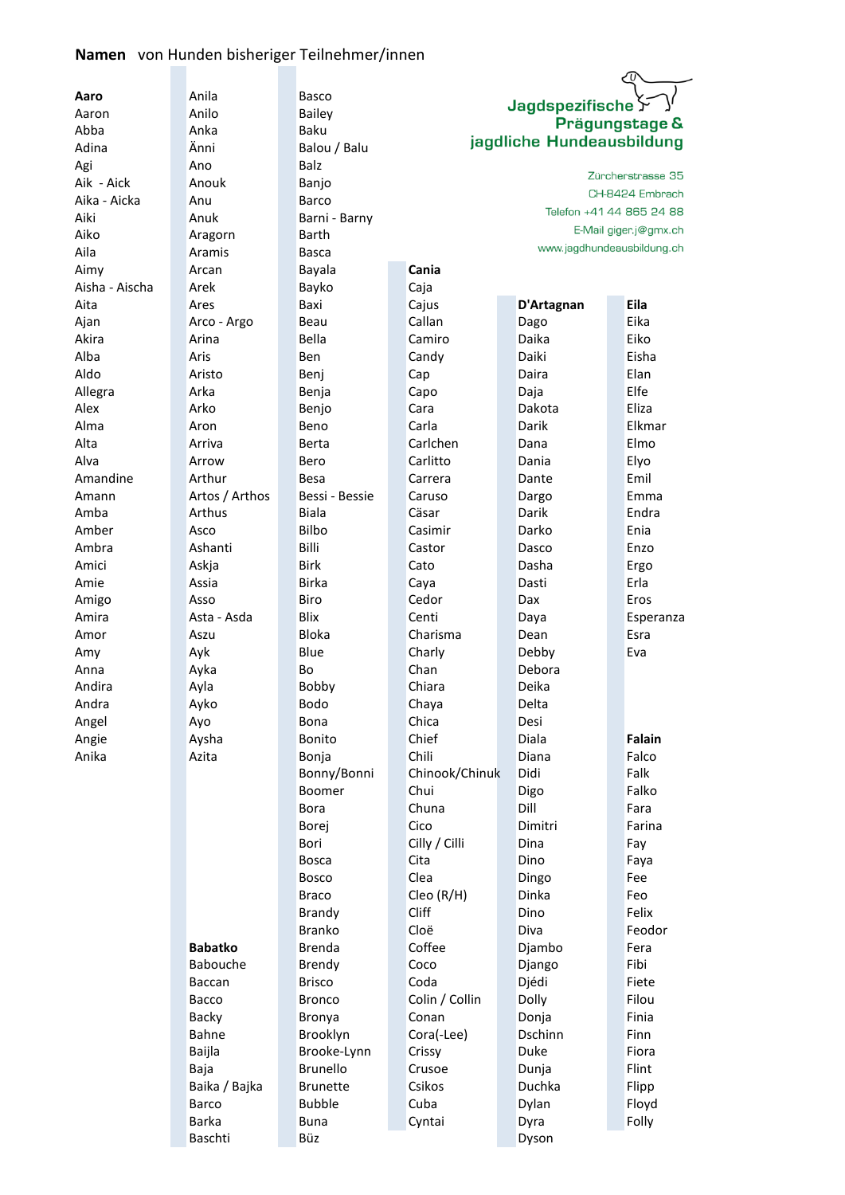**Namen** von Hunden bisheriger Teilnehmer/innen

Jagdspezifische
Prägungstage &
jagdliche Hundeausbildung

Zürcherstrasse 35
CH-8424 Embrach
Telefon +41 44 865 24 88
E-Mail giger.j@gmx.ch
www.jagdhundeausbildung.ch

**Aaro**
Aaron
Abba
Adina
Agi
Aik - Aick
Aika - Aicka
Aiki
Aiko
Aila
Aimy
Aisha - Aischa
Aita
Ajan
Akira
Alba
Aldo
Allegra
Alex
Alma
Alta
Alva
Amandine
Amann
Amba
Amber
Ambra
Amici
Amie
Amigo
Amira
Amor
Amy
Anna
Andira
Andra
Angel
Angie
Anika

Anila
Anilo
Anka
Änni
Ano
Anouk
Anu
Anuk
Aragorn
Aramis
Arcan
Arek
Ares
Arco - Argo
Arina
Aris
Aristo
Arka
Arko
Aron
Arriva
Arrow
Arthur
Artos / Arthos
Arthus
Asco
Ashanti
Askja
Assia
Asso
Asta - Asda
Aszu
Ayk
Ayka
Ayla
Ayko
Ayo
Aysha
Azita

**Babatko**
Babouche
Baccan
Bacco
Backy
Bahne
Baijla
Baja
Baika / Bajka
Barco
Barka
Baschti

Basco
Bailey
Baku
Balou / Balu
Balz
Banjo
Barco
Barni - Barny
Barth
Basca
Bayala
Bayko
Baxi
Beau
Bella
Ben
Benj
Benja
Benjo
Beno
Berta
Bero
Besa
Bessi - Bessie
Biala
Bilbo
Billi
Birk
Birka
Biro
Blix
Bloka
Blue
Bo
Bobby
Bodo
Bona
Bonito
Bonja
Bonny/Bonni
Boomer
Bora
Borej
Bori
Bosca
Bosco
Braco
Brandy
Branko
Brenda
Brendy
Brisco
Bronco
Bronya
Brooklyn
Brooke-Lynn
Brunello
Brunette
Bubble
Buna
Büz

**Cania**
Caja
Cajus
Callan
Camiro
Candy
Cap
Capo
Cara
Carla
Carlchen
Carlitto
Carrera
Caruso
Cäsar
Casimir
Castor
Cato
Caya
Cedor
Centi
Charisma
Charly
Chan
Chiara
Chaya
Chica
Chief
Chili
Chinook/Chinuk
Chui
Chuna
Cico
Cilly / Cilli
Cita
Clea
Cleo (R/H)
Cliff
Cloë
Coffee
Coco
Coda
Colin / Collin
Conan
Cora(-Lee)
Crissy
Crusoe
Csikos
Cuba
Cyntai

**D'Artagnan**
Dago
Daika
Daiki
Daira
Daja
Dakota
Darik
Dana
Dania
Dante
Dargo
Darik
Darko
Dasco
Dasha
Dasti
Dax
Daya
Dean
Debby
Debora
Deika
Delta
Desi
Diala
Diana
Didi
Digo
Dill
Dimitri
Dina
Dino
Dingo
Dinka
Dino
Diva
Djambo
Django
Djédi
Dolly
Donja
Dschinn
Duke
Dunja
Duchka
Dylan
Dyra
Dyson

**Eila**
Eika
Eiko
Eisha
Elan
Elfe
Eliza
Elkmar
Elmo
Elyo
Emil
Emma
Endra
Enia
Enzo
Ergo
Erla
Eros
Esperanza
Esra
Eva

**Falain**
Falco
Falk
Falko
Fara
Farina
Fay
Faya
Fee
Feo
Felix
Feodor
Fera
Fibi
Fiete
Filou
Finia
Finn
Fiora
Flint
Flipp
Floyd
Folly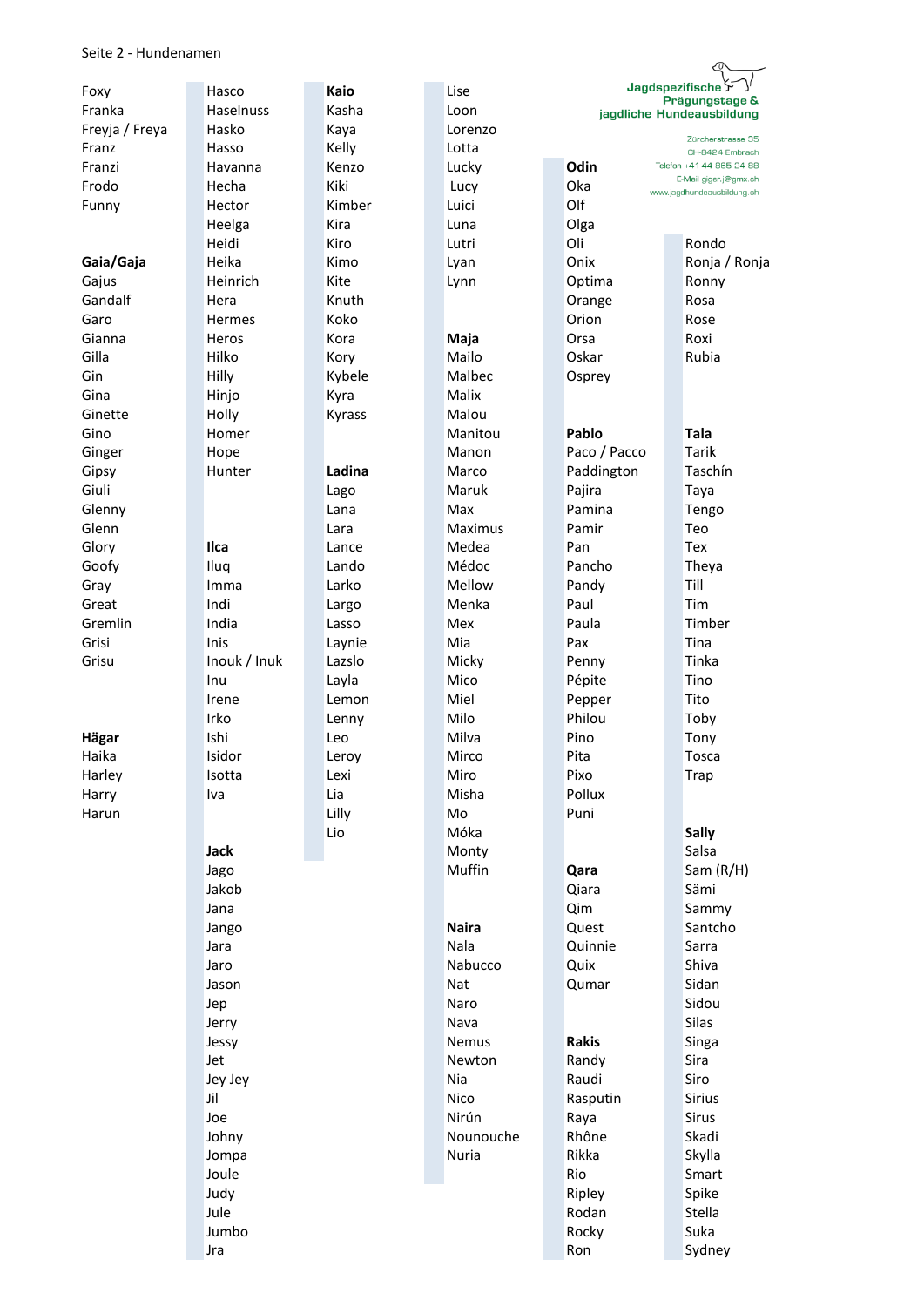Seite 2 - Hundenamen

Jagdspezifische Prägungstage & jagdliche Hundeausbildung

Zürcherstrasse 35
CH-8424 Embrach
Telefon +41 44 865 24 88
E-Mail giger.j@gmx.ch
www.jagdhundeausbildung.ch

Foxy
Franka
Freyja / Freya
Franz
Franzi
Frodo
Funny

**Gaia/Gaja**
Gajus
Gandalf
Garo
Gianna
Gilla
Gin
Gina
Ginette
Gino
Ginger
Gipsy
Giuli
Glenny
Glenn
Glory
Goofy
Gray
Great
Gremlin
Grisi
Grisu

**Hägar**
Haika
Harley
Harry
Harun
Hasco
Haselnuss
Hasko
Hasso
Havanna
Hecha
Hector
Heelga
Heidi
Heika
Heinrich
Hera
Hermes
Heros
Hilko
Hilly
Hinjo
Holly
Homer
Hope
Hunter

**Ilca**
Iluq
Imma
Indi
India
Inis
Inouk / Inuk
Inu
Irene
Irko
Ishi
Isidor
Isotta
Iva

**Jack**
Jago
Jakob
Jana
Jango
Jara
Jaro
Jason
Jep
Jerry
Jessy
Jet
Jey Jey
Jil
Joe
Johny
Jompa
Joule
Judy
Jule
Jumbo
Jra

**Kaio**
Kasha
Kaya
Kelly
Kenzo
Kiki
Kimber
Kira
Kiro
Kimo
Kite
Knuth
Koko
Kora
Kory
Kybele
Kyra
Kyrass

**Ladina**
Lago
Lana
Lara
Lance
Lando
Larko
Largo
Lasso
Laynie
Lazslo
Layla
Lemon
Lenny
Leo
Leroy
Lexi
Lia
Lilly
Lio
Lise
Loon
Lorenzo
Lotta
Lucky
Lucy
Luici
Luna
Lutri
Lyan
Lynn

**Maja**
Mailo
Malbec
Malix
Malou
Manitou
Manon
Marco
Maruk
Max
Maximus
Medea
Médoc
Mellow
Menka
Mex
Mia
Micky
Mico
Miel
Milo
Milva
Mirco
Miro
Misha
Mo
Móka
Monty
Muffin

**Naira**
Nala
Nabucco
Nat
Naro
Nava
Nemus
Newton
Nia
Nico
Nirún
Nounouche
Nuria

**Odin**
Oka
Olf
Olga
Oli
Onix
Optima
Orange
Orion
Orsa
Oskar
Osprey

**Pablo**
Paco / Pacco
Paddington
Pajira
Pamina
Pamir
Pan
Pancho
Pandy
Paul
Paula
Pax
Penny
Pépite
Pepper
Philou
Pino
Pita
Pixo
Pollux
Puni

**Qara**
Qiara
Qim
Quest
Quinnie
Quix
Qumar

**Rakis**
Randy
Raudi
Rasputin
Raya
Rhône
Rikka
Rio
Ripley
Rodan
Rocky
Ron
Rondo
Ronja / Ronja
Ronny
Rosa
Rose
Roxi
Rubia

**Sally**
Salsa
Sam (R/H)
Sämi
Sammy
Santcho
Sarra
Shiva
Sidan
Sidou
Silas
Singa
Sira
Siro
Sirius
Sirus
Skadi
Skylla
Smart
Spike
Stella
Suka
Sydney

**Tala**
Tarik
Taschín
Taya
Tengo
Teo
Tex
Theya
Till
Tim
Timber
Tina
Tinka
Tino
Tito
Toby
Tony
Tosca
Trap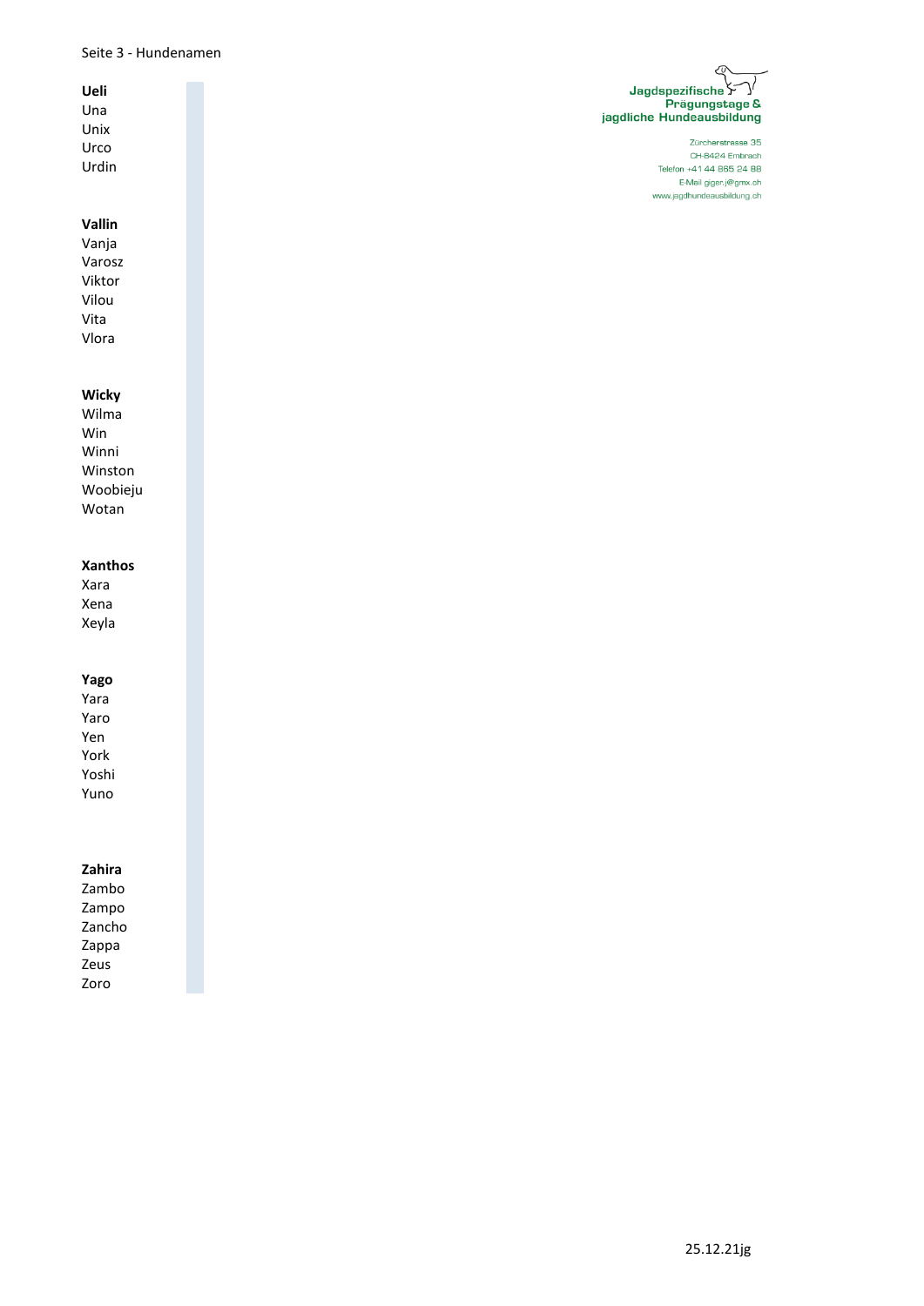Seite 3 - Hundenamen

Jagdspezifische Prägungstage & jagdliche Hundeausbildung

Zürcherstrasse 35
CH-8424 Embrach
Telefon +41 44 865 24 88
E-Mail giger.j@gmx.ch
www.jagdhundeausbildung.ch

**Ueli**
Una
Unix
Urco
Urdin

**Vallin**
Vanja
Varosz
Viktor
Vilou
Vita
Vlora

**Wicky**
Wilma
Win
Winni
Winston
Woobieju
Wotan

**Xanthos**
Xara
Xena
Xeyla

**Yago**
Yara
Yaro
Yen
York
Yoshi
Yuno

**Zahira**
Zambo
Zampo
Zancho
Zappa
Zeus
Zoro

25.12.21jg